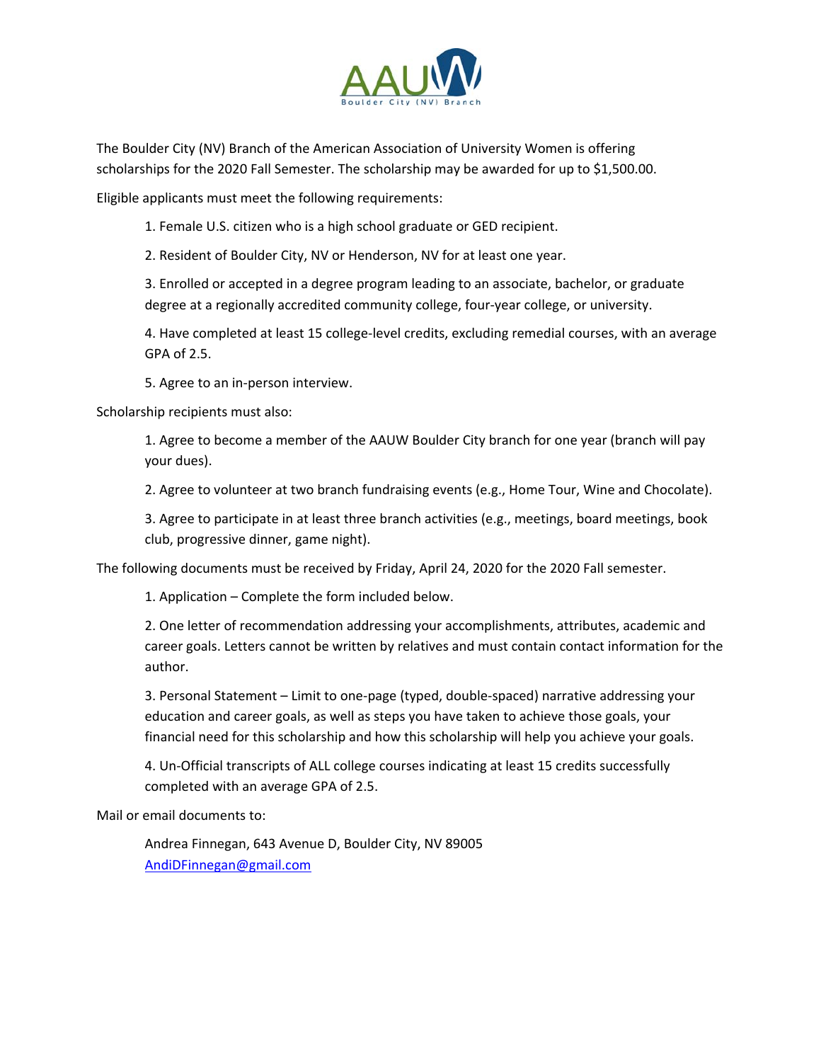AAUW

Boulder City (NV) Branch

The Boulder City (NV) Branch of the American Association of University Women is offering scholarships for the 2020 Fall Semester. The scholarship may be awarded for up to $1,500.00.

Eligible applicants must meet the following requirements:

1. Female U.S. citizen who is a high school graduate or GED recipient.
2. Resident of Boulder City, NV or Henderson, NV for at least one year.
3. Enrolled or accepted in a degree program leading to an associate, bachelor, or graduate degree at a regionally accredited community college, four-year college, or university.
4. Have completed at least 15 college-level credits, excluding remedial courses, with an average GPA of 2.5.
5. Agree to an in-person interview.

Scholarship recipients must also:

1. Agree to become a member of the AAUW Boulder City branch for one year (branch will pay your dues).
2. Agree to volunteer at two branch fundraising events (e.g., Home Tour, Wine and Chocolate).
3. Agree to participate in at least three branch activities (e.g., meetings, board meetings, book club, progressive dinner, game night).

The following documents must be received by Friday, April 24, 2020 for the 2020 Fall semester.

1. Application – Complete the form included below.
2. One letter of recommendation addressing your accomplishments, attributes, academic and career goals. Letters cannot be written by relatives and must contain contact information for the author.
3. Personal Statement – Limit to one-page (typed, double-spaced) narrative addressing your education and career goals, as well as steps you have taken to achieve those goals, your financial need for this scholarship and how this scholarship will help you achieve your goals.
4. Un-Official transcripts of ALL college courses indicating at least 15 credits successfully completed with an average GPA of 2.5.

Mail or email documents to:

Andrea Finnegan, 643 Avenue D, Boulder City, NV 89005
AndiDFinnegan@gmail.com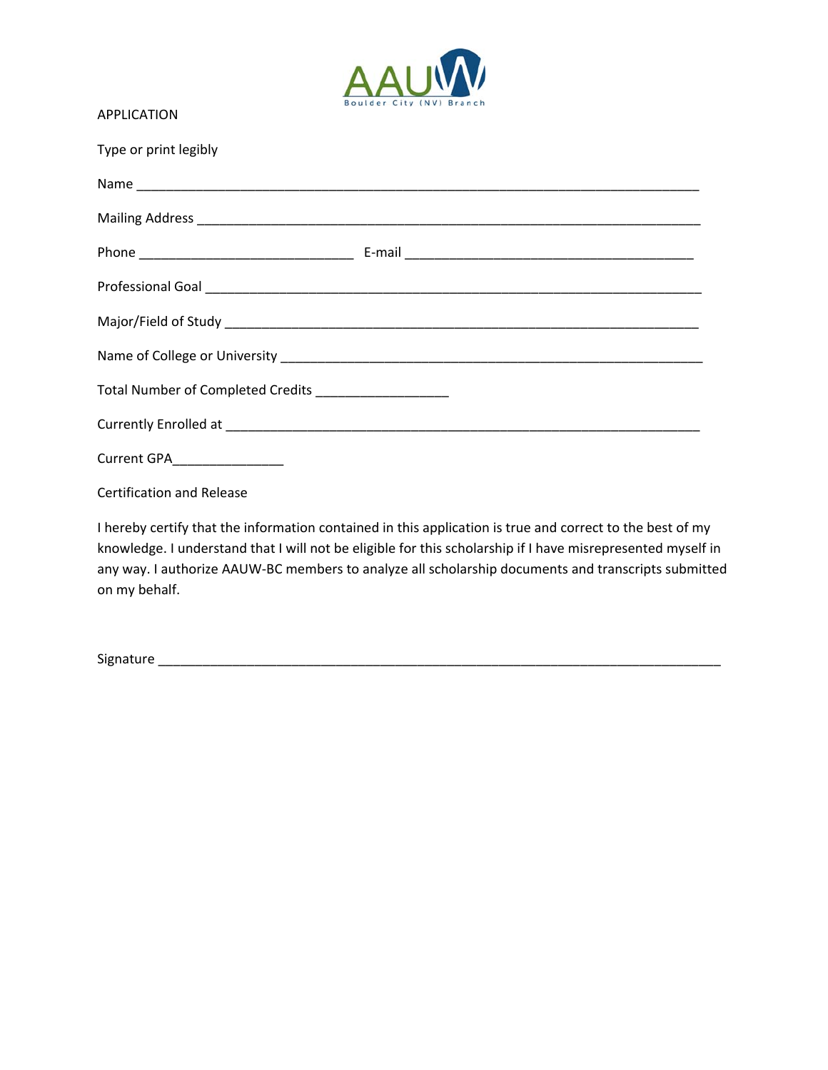AAUW
Boulder City (NV) Branch

APPLICATION

Type or print legibly

Name ___________________________________________________________________________

Mailing Address _________________________________________________________________

Phone _____________________________ E-mail _______________________________________

Professional Goal ________________________________________________________________

Major/Field of Study _____________________________________________________________

Name of College or University ______________________________________________________

Total Number of Completed Credits _________________

Currently Enrolled at _____________________________________________________________

Current GPA_______________

Certification and Release

I hereby certify that the information contained in this application is true and correct to the best of my knowledge. I understand that I will not be eligible for this scholarship if I have misrepresented myself in any way. I authorize AAUW-BC members to analyze all scholarship documents and transcripts submitted on my behalf.

Signature ______________________________________________________________________________